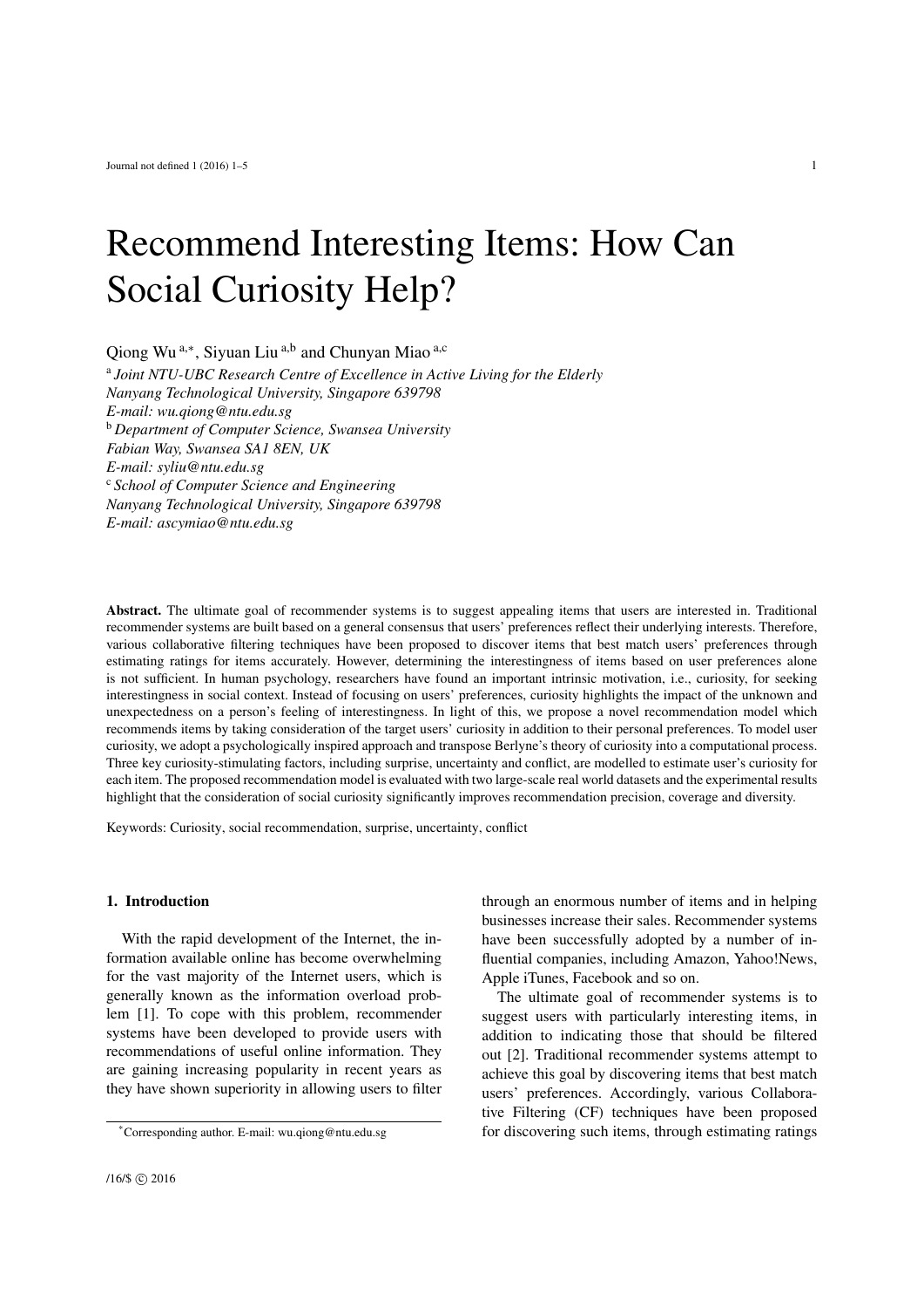# Recommend Interesting Items: How Can Social Curiosity Help?

Qiong Wu [a,*], Siyuan Liu [a,b] and Chunyan Miao [a,c]

[a] *Joint NTU-UBC Research Centre of Excellence in Active Living for the Elderly*
*Nanyang Technological University, Singapore 639798*
*E-mail: wu.qiong@ntu.edu.sg*

[b] *Department of Computer Science, Swansea University*
*Fabian Way, Swansea SA1 8EN, UK*
*E-mail: syliu@ntu.edu.sg*

[c] *School of Computer Science and Engineering*
*Nanyang Technological University, Singapore 639798*
*E-mail: ascymiao@ntu.edu.sg*

**Abstract.** The ultimate goal of recommender systems is to suggest appealing items that users are interested in. Traditional recommender systems are built based on a general consensus that users' preferences reflect their underlying interests. Therefore, various collaborative filtering techniques have been proposed to discover items that best match users' preferences through estimating ratings for items accurately. However, determining the interestingness of items based on user preferences alone is not sufficient. In human psychology, researchers have found an important intrinsic motivation, i.e., curiosity, for seeking interestingness in social context. Instead of focusing on users' preferences, curiosity highlights the impact of the unknown and unexpectedness on a person's feeling of interestingness. In light of this, we propose a novel recommendation model which recommends items by taking consideration of the target users' curiosity in addition to their personal preferences. To model user curiosity, we adopt a psychologically inspired approach and transpose Berlyne's theory of curiosity into a computational process. Three key curiosity-stimulating factors, including surprise, uncertainty and conflict, are modelled to estimate user's curiosity for each item. The proposed recommendation model is evaluated with two large-scale real world datasets and the experimental results highlight that the consideration of social curiosity significantly improves recommendation precision, coverage and diversity.

Keywords: Curiosity, social recommendation, surprise, uncertainty, conflict

## 1. Introduction

With the rapid development of the Internet, the information available online has become overwhelming for the vast majority of the Internet users, which is generally known as the information overload problem [1]. To cope with this problem, recommender systems have been developed to provide users with recommendations of useful online information. They are gaining increasing popularity in recent years as they have shown superiority in allowing users to filter through an enormous number of items and in helping businesses increase their sales. Recommender systems have been successfully adopted by a number of influential companies, including Amazon, Yahoo!News, Apple iTunes, Facebook and so on.

The ultimate goal of recommender systems is to suggest users with particularly interesting items, in addition to indicating those that should be filtered out [2]. Traditional recommender systems attempt to achieve this goal by discovering items that best match users' preferences. Accordingly, various Collaborative Filtering (CF) techniques have been proposed for discovering such items, through estimating ratings

*Corresponding author. E-mail: wu.qiong@ntu.edu.sg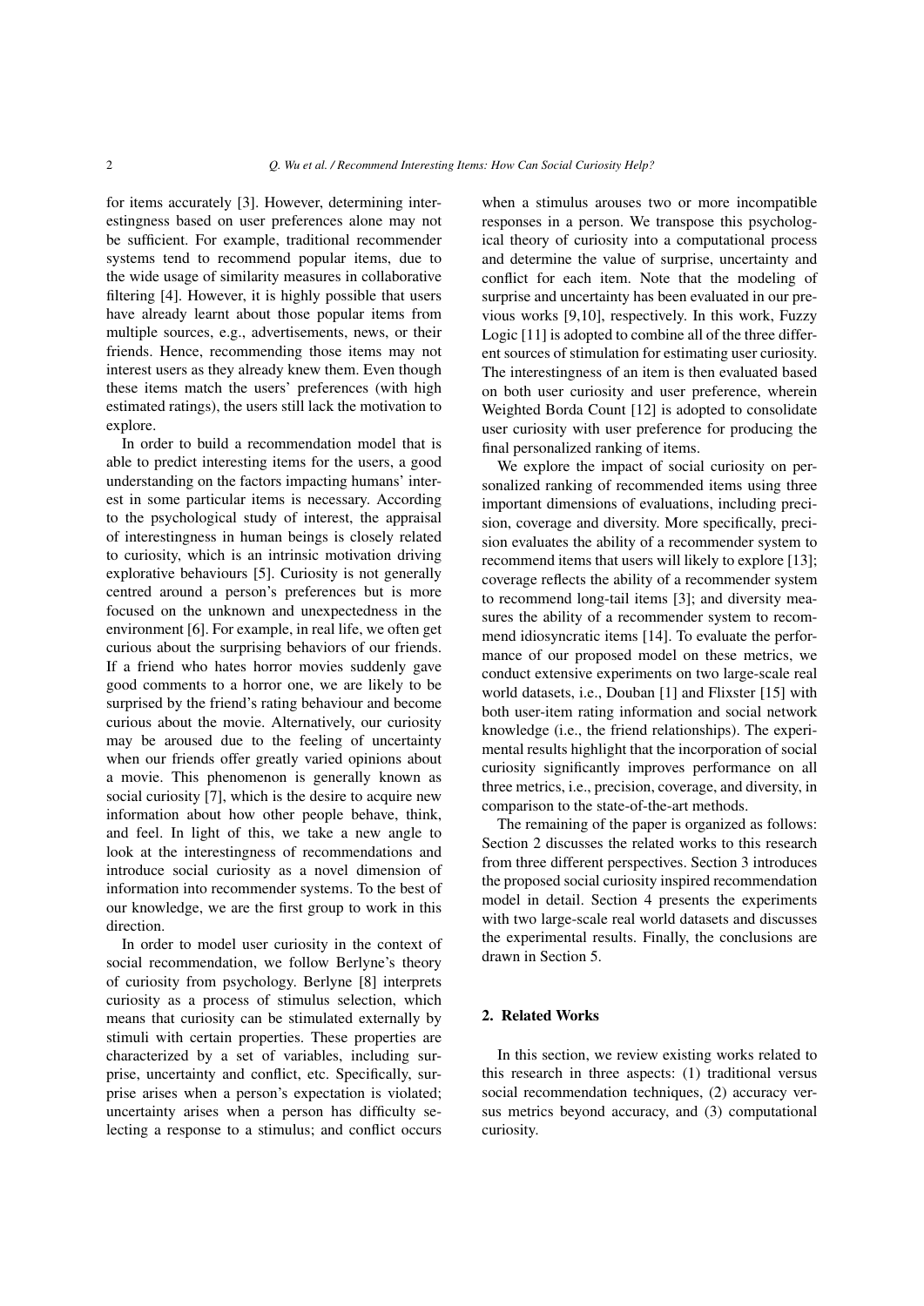for items accurately [3]. However, determining interestingness based on user preferences alone may not be sufficient. For example, traditional recommender systems tend to recommend popular items, due to the wide usage of similarity measures in collaborative filtering [4]. However, it is highly possible that users have already learnt about those popular items from multiple sources, e.g., advertisements, news, or their friends. Hence, recommending those items may not interest users as they already knew them. Even though these items match the users' preferences (with high estimated ratings), the users still lack the motivation to explore.

In order to build a recommendation model that is able to predict interesting items for the users, a good understanding on the factors impacting humans' interest in some particular items is necessary. According to the psychological study of interest, the appraisal of interestingness in human beings is closely related to curiosity, which is an intrinsic motivation driving explorative behaviours [5]. Curiosity is not generally centred around a person's preferences but is more focused on the unknown and unexpectedness in the environment [6]. For example, in real life, we often get curious about the surprising behaviors of our friends. If a friend who hates horror movies suddenly gave good comments to a horror one, we are likely to be surprised by the friend's rating behaviour and become curious about the movie. Alternatively, our curiosity may be aroused due to the feeling of uncertainty when our friends offer greatly varied opinions about a movie. This phenomenon is generally known as social curiosity [7], which is the desire to acquire new information about how other people behave, think, and feel. In light of this, we take a new angle to look at the interestingness of recommendations and introduce social curiosity as a novel dimension of information into recommender systems. To the best of our knowledge, we are the first group to work in this direction.

In order to model user curiosity in the context of social recommendation, we follow Berlyne's theory of curiosity from psychology. Berlyne [8] interprets curiosity as a process of stimulus selection, which means that curiosity can be stimulated externally by stimuli with certain properties. These properties are characterized by a set of variables, including surprise, uncertainty and conflict, etc. Specifically, surprise arises when a person's expectation is violated; uncertainty arises when a person has difficulty selecting a response to a stimulus; and conflict occurs when a stimulus arouses two or more incompatible responses in a person. We transpose this psychological theory of curiosity into a computational process and determine the value of surprise, uncertainty and conflict for each item. Note that the modeling of surprise and uncertainty has been evaluated in our previous works [9,10], respectively. In this work, Fuzzy Logic [11] is adopted to combine all of the three different sources of stimulation for estimating user curiosity. The interestingness of an item is then evaluated based on both user curiosity and user preference, wherein Weighted Borda Count [12] is adopted to consolidate user curiosity with user preference for producing the final personalized ranking of items.

We explore the impact of social curiosity on personalized ranking of recommended items using three important dimensions of evaluations, including precision, coverage and diversity. More specifically, precision evaluates the ability of a recommender system to recommend items that users will likely to explore [13]; coverage reflects the ability of a recommender system to recommend long-tail items [3]; and diversity measures the ability of a recommender system to recommend idiosyncratic items [14]. To evaluate the performance of our proposed model on these metrics, we conduct extensive experiments on two large-scale real world datasets, i.e., Douban [1] and Flixster [15] with both user-item rating information and social network knowledge (i.e., the friend relationships). The experimental results highlight that the incorporation of social curiosity significantly improves performance on all three metrics, i.e., precision, coverage, and diversity, in comparison to the state-of-the-art methods.

The remaining of the paper is organized as follows: Section 2 discusses the related works to this research from three different perspectives. Section 3 introduces the proposed social curiosity inspired recommendation model in detail. Section 4 presents the experiments with two large-scale real world datasets and discusses the experimental results. Finally, the conclusions are drawn in Section 5.

## 2. Related Works

In this section, we review existing works related to this research in three aspects: (1) traditional versus social recommendation techniques, (2) accuracy versus metrics beyond accuracy, and (3) computational curiosity.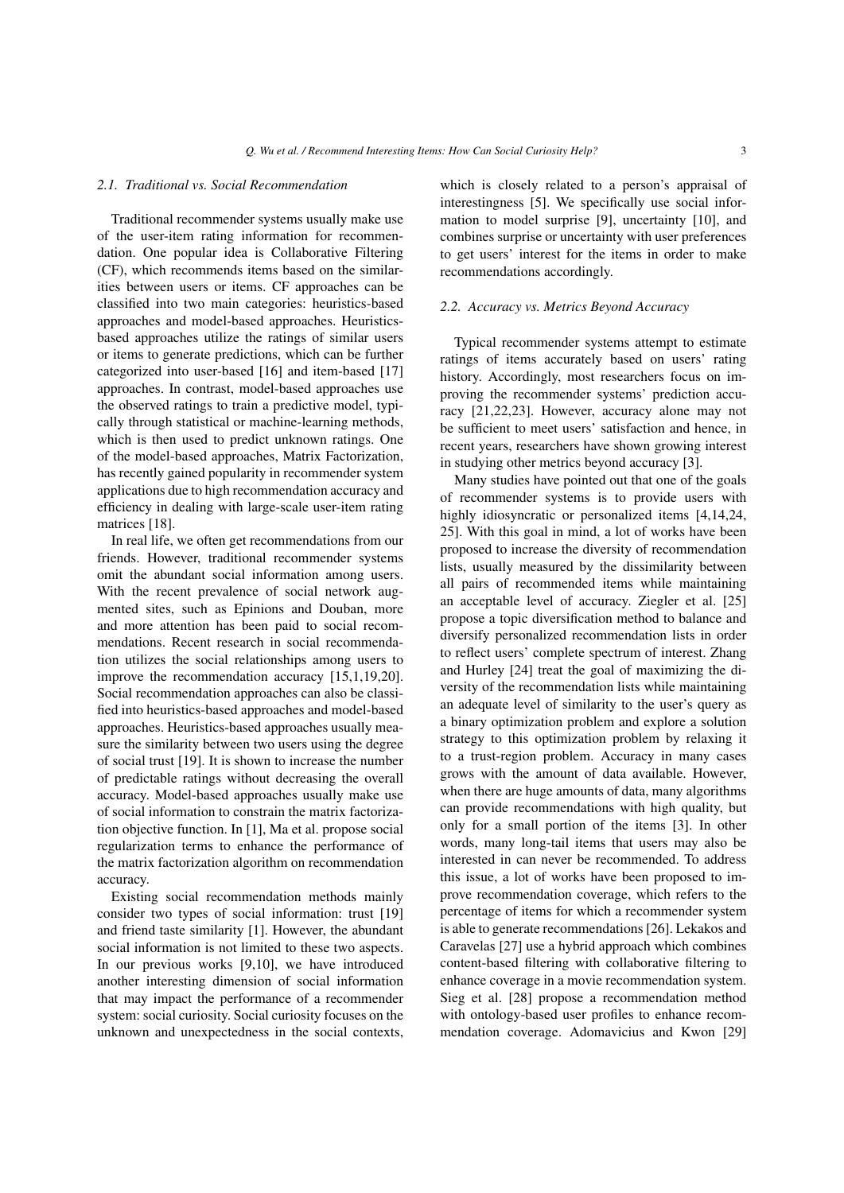### 2.1. Traditional vs. Social Recommendation

Traditional recommender systems usually make use of the user-item rating information for recommendation. One popular idea is Collaborative Filtering (CF), which recommends items based on the similarities between users or items. CF approaches can be classified into two main categories: heuristics-based approaches and model-based approaches. Heuristics-based approaches utilize the ratings of similar users or items to generate predictions, which can be further categorized into user-based [16] and item-based [17] approaches. In contrast, model-based approaches use the observed ratings to train a predictive model, typically through statistical or machine-learning methods, which is then used to predict unknown ratings. One of the model-based approaches, Matrix Factorization, has recently gained popularity in recommender system applications due to high recommendation accuracy and efficiency in dealing with large-scale user-item rating matrices [18].

In real life, we often get recommendations from our friends. However, traditional recommender systems omit the abundant social information among users. With the recent prevalence of social network augmented sites, such as Epinions and Douban, more and more attention has been paid to social recommendations. Recent research in social recommendation utilizes the social relationships among users to improve the recommendation accuracy [15,1,19,20]. Social recommendation approaches can also be classified into heuristics-based approaches and model-based approaches. Heuristics-based approaches usually measure the similarity between two users using the degree of social trust [19]. It is shown to increase the number of predictable ratings without decreasing the overall accuracy. Model-based approaches usually make use of social information to constrain the matrix factorization objective function. In [1], Ma et al. propose social regularization terms to enhance the performance of the matrix factorization algorithm on recommendation accuracy.

Existing social recommendation methods mainly consider two types of social information: trust [19] and friend taste similarity [1]. However, the abundant social information is not limited to these two aspects. In our previous works [9,10], we have introduced another interesting dimension of social information that may impact the performance of a recommender system: social curiosity. Social curiosity focuses on the unknown and unexpectedness in the social contexts, which is closely related to a person's appraisal of interestingness [5]. We specifically use social information to model surprise [9], uncertainty [10], and combines surprise or uncertainty with user preferences to get users' interest for the items in order to make recommendations accordingly.

### 2.2. Accuracy vs. Metrics Beyond Accuracy

Typical recommender systems attempt to estimate ratings of items accurately based on users' rating history. Accordingly, most researchers focus on improving the recommender systems' prediction accuracy [21,22,23]. However, accuracy alone may not be sufficient to meet users' satisfaction and hence, in recent years, researchers have shown growing interest in studying other metrics beyond accuracy [3].

Many studies have pointed out that one of the goals of recommender systems is to provide users with highly idiosyncratic or personalized items [4,14,24, 25]. With this goal in mind, a lot of works have been proposed to increase the diversity of recommendation lists, usually measured by the dissimilarity between all pairs of recommended items while maintaining an acceptable level of accuracy. Ziegler et al. [25] propose a topic diversification method to balance and diversify personalized recommendation lists in order to reflect users' complete spectrum of interest. Zhang and Hurley [24] treat the goal of maximizing the diversity of the recommendation lists while maintaining an adequate level of similarity to the user's query as a binary optimization problem and explore a solution strategy to this optimization problem by relaxing it to a trust-region problem. Accuracy in many cases grows with the amount of data available. However, when there are huge amounts of data, many algorithms can provide recommendations with high quality, but only for a small portion of the items [3]. In other words, many long-tail items that users may also be interested in can never be recommended. To address this issue, a lot of works have been proposed to improve recommendation coverage, which refers to the percentage of items for which a recommender system is able to generate recommendations [26]. Lekakos and Caravelas [27] use a hybrid approach which combines content-based filtering with collaborative filtering to enhance coverage in a movie recommendation system. Sieg et al. [28] propose a recommendation method with ontology-based user profiles to enhance recommendation coverage. Adomavicius and Kwon [29]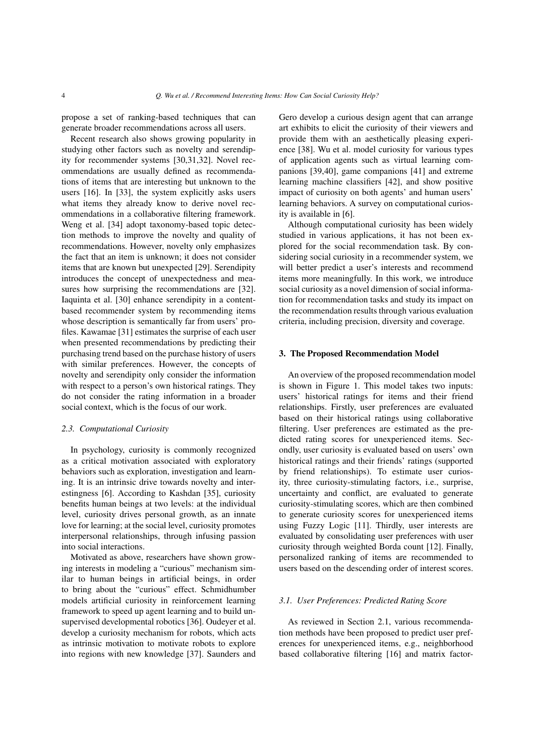propose a set of ranking-based techniques that can generate broader recommendations across all users.

Recent research also shows growing popularity in studying other factors such as novelty and serendipity for recommender systems [30,31,32]. Novel recommendations are usually defined as recommendations of items that are interesting but unknown to the users [16]. In [33], the system explicitly asks users what items they already know to derive novel recommendations in a collaborative filtering framework. Weng et al. [34] adopt taxonomy-based topic detection methods to improve the novelty and quality of recommendations. However, novelty only emphasizes the fact that an item is unknown; it does not consider items that are known but unexpected [29]. Serendipity introduces the concept of unexpectedness and measures how surprising the recommendations are [32]. Iaquinta et al. [30] enhance serendipity in a content-based recommender system by recommending items whose description is semantically far from users' profiles. Kawamae [31] estimates the surprise of each user when presented recommendations by predicting their purchasing trend based on the purchase history of users with similar preferences. However, the concepts of novelty and serendipity only consider the information with respect to a person's own historical ratings. They do not consider the rating information in a broader social context, which is the focus of our work.

### 2.3. Computational Curiosity

In psychology, curiosity is commonly recognized as a critical motivation associated with exploratory behaviors such as exploration, investigation and learning. It is an intrinsic drive towards novelty and interestingness [6]. According to Kashdan [35], curiosity benefits human beings at two levels: at the individual level, curiosity drives personal growth, as an innate love for learning; at the social level, curiosity promotes interpersonal relationships, through infusing passion into social interactions.

Motivated as above, researchers have shown growing interests in modeling a "curious" mechanism similar to human beings in artificial beings, in order to bring about the "curious" effect. Schmidhumber models artificial curiosity in reinforcement learning framework to speed up agent learning and to build unsupervised developmental robotics [36]. Oudeyer et al. develop a curiosity mechanism for robots, which acts as intrinsic motivation to motivate robots to explore into regions with new knowledge [37]. Saunders and Gero develop a curious design agent that can arrange art exhibits to elicit the curiosity of their viewers and provide them with an aesthetically pleasing experience [38]. Wu et al. model curiosity for various types of application agents such as virtual learning companions [39,40], game companions [41] and extreme learning machine classifiers [42], and show positive impact of curiosity on both agents' and human users' learning behaviors. A survey on computational curiosity is available in [6].

Although computational curiosity has been widely studied in various applications, it has not been explored for the social recommendation task. By considering social curiosity in a recommender system, we will better predict a user's interests and recommend items more meaningfully. In this work, we introduce social curiosity as a novel dimension of social information for recommendation tasks and study its impact on the recommendation results through various evaluation criteria, including precision, diversity and coverage.

## 3. The Proposed Recommendation Model

An overview of the proposed recommendation model is shown in Figure 1. This model takes two inputs: users' historical ratings for items and their friend relationships. Firstly, user preferences are evaluated based on their historical ratings using collaborative filtering. User preferences are estimated as the predicted rating scores for unexperienced items. Secondly, user curiosity is evaluated based on users' own historical ratings and their friends' ratings (supported by friend relationships). To estimate user curiosity, three curiosity-stimulating factors, i.e., surprise, uncertainty and conflict, are evaluated to generate curiosity-stimulating scores, which are then combined to generate curiosity scores for unexperienced items using Fuzzy Logic [11]. Thirdly, user interests are evaluated by consolidating user preferences with user curiosity through weighted Borda count [12]. Finally, personalized ranking of items are recommended to users based on the descending order of interest scores.

### 3.1. User Preferences: Predicted Rating Score

As reviewed in Section 2.1, various recommendation methods have been proposed to predict user preferences for unexperienced items, e.g., neighborhood based collaborative filtering [16] and matrix factor-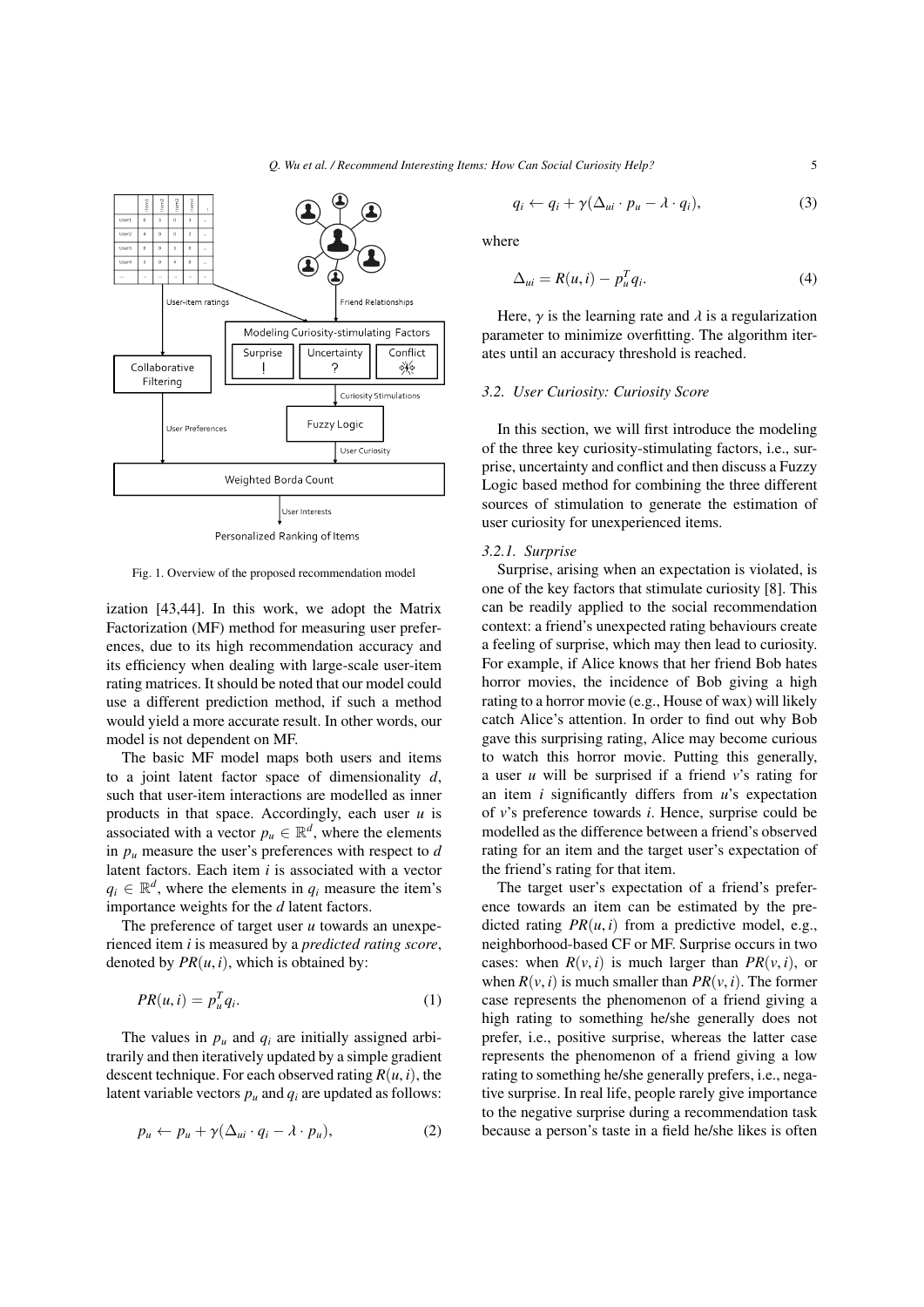User-item ratings

Friend Relationships

Modeling Curiosity-stimulating Factors

Surprise
!

Uncertainty
?

Conflict

Collaborative Filtering

Curiosity Stimulations

Fuzzy Logic

User Preferences

User Curiosity

Weighted Borda Count

User Interests

Personalized Ranking of Items

Fig. 1. Overview of the proposed recommendation model

ization [43,44]. In this work, we adopt the Matrix Factorization (MF) method for measuring user preferences, due to its high recommendation accuracy and its efficiency when dealing with large-scale user-item rating matrices. It should be noted that our model could use a different prediction method, if such a method would yield a more accurate result. In other words, our model is not dependent on MF.

The basic MF model maps both users and items to a joint latent factor space of dimensionality $d$, such that user-item interactions are modelled as inner products in that space. Accordingly, each user $u$ is associated with a vector $p_u \in \mathbb{R}^d$, where the elements in $p_u$ measure the user's preferences with respect to $d$ latent factors. Each item $i$ is associated with a vector $q_i \in \mathbb{R}^d$, where the elements in $q_i$ measure the item's importance weights for the $d$ latent factors.

The preference of target user $u$ towards an unexperienced item $i$ is measured by a *predicted rating score*, denoted by $PR(u,i)$, which is obtained by:

$$PR(u,i) = p_u^T q_i. \tag{1}$$

The values in $p_u$ and $q_i$ are initially assigned arbitrarily and then iteratively updated by a simple gradient descent technique. For each observed rating $R(u,i)$, the latent variable vectors $p_u$ and $q_i$ are updated as follows:

$$p_u \leftarrow p_u + \gamma(\Delta_{ui} \cdot q_i - \lambda \cdot p_u), \tag{2}$$

$$q_i \leftarrow q_i + \gamma(\Delta_{ui} \cdot p_u - \lambda \cdot q_i), \tag{3}$$

where

$$\Delta_{ui} = R(u,i) - p_u^T q_i. \tag{4}$$

Here, $\gamma$ is the learning rate and $\lambda$ is a regularization parameter to minimize overfitting. The algorithm iterates until an accuracy threshold is reached.

### 3.2. User Curiosity: Curiosity Score

In this section, we will first introduce the modeling of the three key curiosity-stimulating factors, i.e., surprise, uncertainty and conflict and then discuss a Fuzzy Logic based method for combining the three different sources of stimulation to generate the estimation of user curiosity for unexperienced items.

#### 3.2.1. Surprise

Surprise, arising when an expectation is violated, is one of the key factors that stimulate curiosity [8]. This can be readily applied to the social recommendation context: a friend's unexpected rating behaviours create a feeling of surprise, which may then lead to curiosity. For example, if Alice knows that her friend Bob hates horror movies, the incidence of Bob giving a high rating to a horror movie (e.g., House of wax) will likely catch Alice's attention. In order to find out why Bob gave this surprising rating, Alice may become curious to watch this horror movie. Putting this generally, a user $u$ will be surprised if a friend $v$'s rating for an item $i$ significantly differs from $u$'s expectation of $v$'s preference towards $i$. Hence, surprise could be modelled as the difference between a friend's observed rating for an item and the target user's expectation of the friend's rating for that item.

The target user's expectation of a friend's preference towards an item can be estimated by the predicted rating $PR(u,i)$ from a predictive model, e.g., neighborhood-based CF or MF. Surprise occurs in two cases: when $R(v,i)$ is much larger than $PR(v,i)$, or when $R(v,i)$ is much smaller than $PR(v,i)$. The former case represents the phenomenon of a friend giving a high rating to something he/she generally does not prefer, i.e., positive surprise, whereas the latter case represents the phenomenon of a friend giving a low rating to something he/she generally prefers, i.e., negative surprise. In real life, people rarely give importance to the negative surprise during a recommendation task because a person's taste in a field he/she likes is often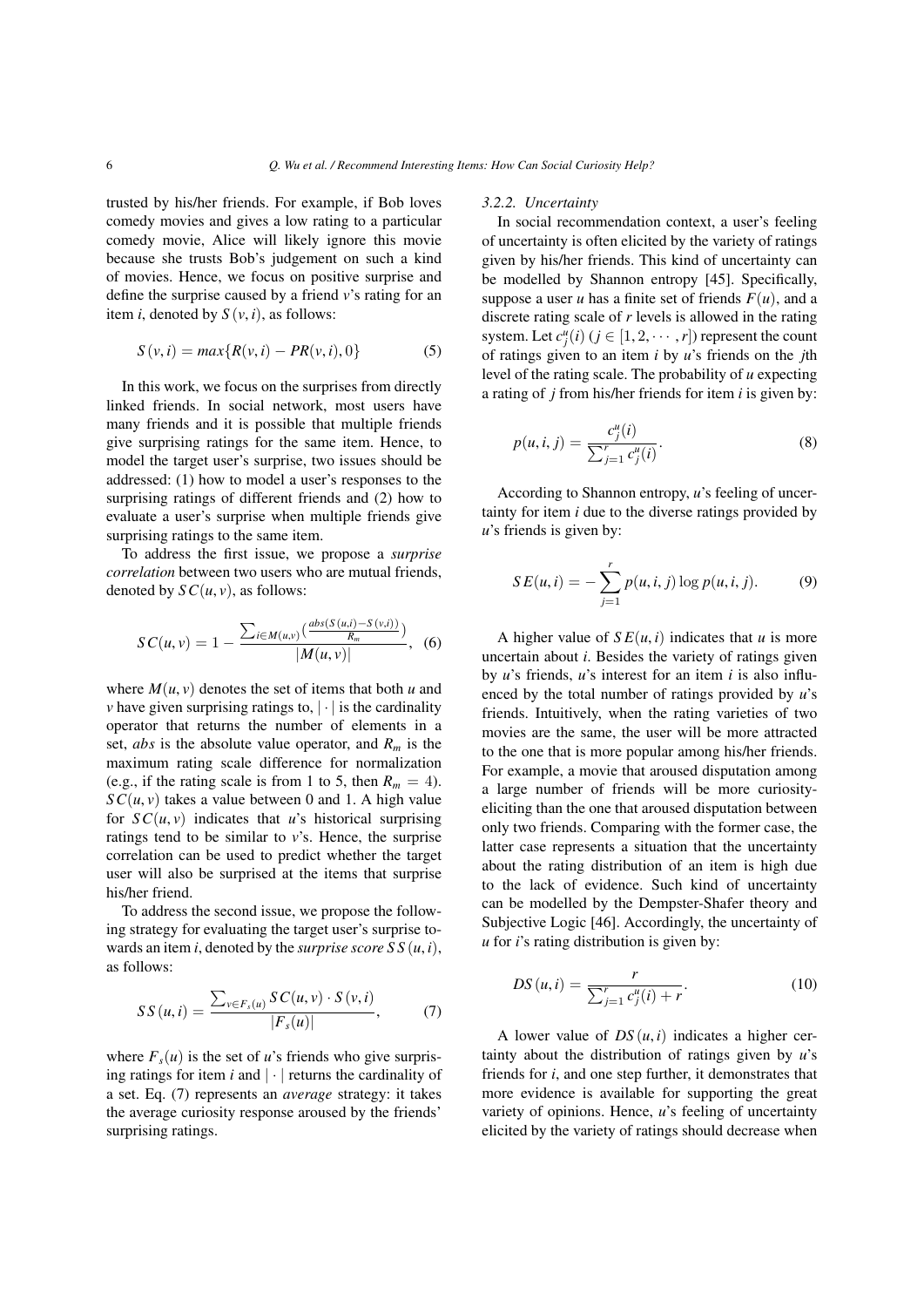trusted by his/her friends. For example, if Bob loves comedy movies and gives a low rating to a particular comedy movie, Alice will likely ignore this movie because she trusts Bob's judgement on such a kind of movies. Hence, we focus on positive surprise and define the surprise caused by a friend $v$'s rating for an item $i$, denoted by $S(v,i)$, as follows:

$$S(v,i) = max\{R(v,i) - PR(v,i), 0\} \tag{5}$$

In this work, we focus on the surprises from directly linked friends. In social network, most users have many friends and it is possible that multiple friends give surprising ratings for the same item. Hence, to model the target user's surprise, two issues should be addressed: (1) how to model a user's responses to the surprising ratings of different friends and (2) how to evaluate a user's surprise when multiple friends give surprising ratings to the same item.

To address the first issue, we propose a *surprise correlation* between two users who are mutual friends, denoted by $SC(u,v)$, as follows:

$$SC(u,v) = 1 - \frac{\sum_{i \in M(u,v)} (\frac{abs(S(u,i) - S(v,i))}{R_m})}{|M(u,v)|}, \tag{6}$$

where $M(u,v)$ denotes the set of items that both $u$ and $v$ have given surprising ratings to, $|\cdot|$ is the cardinality operator that returns the number of elements in a set, *abs* is the absolute value operator, and $R_m$ is the maximum rating scale difference for normalization (e.g., if the rating scale is from 1 to 5, then $R_m = 4$). $SC(u,v)$ takes a value between 0 and 1. A high value for $SC(u,v)$ indicates that $u$'s historical surprising ratings tend to be similar to $v$'s. Hence, the surprise correlation can be used to predict whether the target user will also be surprised at the items that surprise his/her friend.

To address the second issue, we propose the following strategy for evaluating the target user's surprise towards an item $i$, denoted by the *surprise score* $SS(u,i)$, as follows:

$$SS(u,i) = \frac{\sum_{v \in F_s(u)} SC(u,v) \cdot S(v,i)}{|F_s(u)|}, \tag{7}$$

where $F_s(u)$ is the set of $u$'s friends who give surprising ratings for item $i$ and $|\cdot|$ returns the cardinality of a set. Eq. (7) represents an *average* strategy: it takes the average curiosity response aroused by the friends' surprising ratings.

#### *3.2.2. Uncertainty*

In social recommendation context, a user's feeling of uncertainty is often elicited by the variety of ratings given by his/her friends. This kind of uncertainty can be modelled by Shannon entropy [45]. Specifically, suppose a user $u$ has a finite set of friends $F(u)$, and a discrete rating scale of $r$ levels is allowed in the rating system. Let $c_j^u(i)$ ($j \in [1, 2, \cdots, r]$) represent the count of ratings given to an item $i$ by $u$'s friends on the $j$th level of the rating scale. The probability of $u$ expecting a rating of $j$ from his/her friends for item $i$ is given by:

$$p(u,i,j) = \frac{c_j^u(i)}{\sum_{j=1}^{r} c_j^u(i)}. \tag{8}$$

According to Shannon entropy, $u$'s feeling of uncertainty for item $i$ due to the diverse ratings provided by $u$'s friends is given by:

$$SE(u,i) = -\sum_{j=1}^{r} p(u,i,j) \log p(u,i,j). \tag{9}$$

A higher value of $SE(u,i)$ indicates that $u$ is more uncertain about $i$. Besides the variety of ratings given by $u$'s friends, $u$'s interest for an item $i$ is also influenced by the total number of ratings provided by $u$'s friends. Intuitively, when the rating varieties of two movies are the same, the user will be more attracted to the one that is more popular among his/her friends. For example, a movie that aroused disputation among a large number of friends will be more curiosity-eliciting than the one that aroused disputation between only two friends. Comparing with the former case, the latter case represents a situation that the uncertainty about the rating distribution of an item is high due to the lack of evidence. Such kind of uncertainty can be modelled by the Dempster-Shafer theory and Subjective Logic [46]. Accordingly, the uncertainty of $u$ for $i$'s rating distribution is given by:

$$DS(u,i) = \frac{r}{\sum_{j=1}^{r} c_j^u(i) + r}. \tag{10}$$

A lower value of $DS(u,i)$ indicates a higher certainty about the distribution of ratings given by $u$'s friends for $i$, and one step further, it demonstrates that more evidence is available for supporting the great variety of opinions. Hence, $u$'s feeling of uncertainty elicited by the variety of ratings should decrease when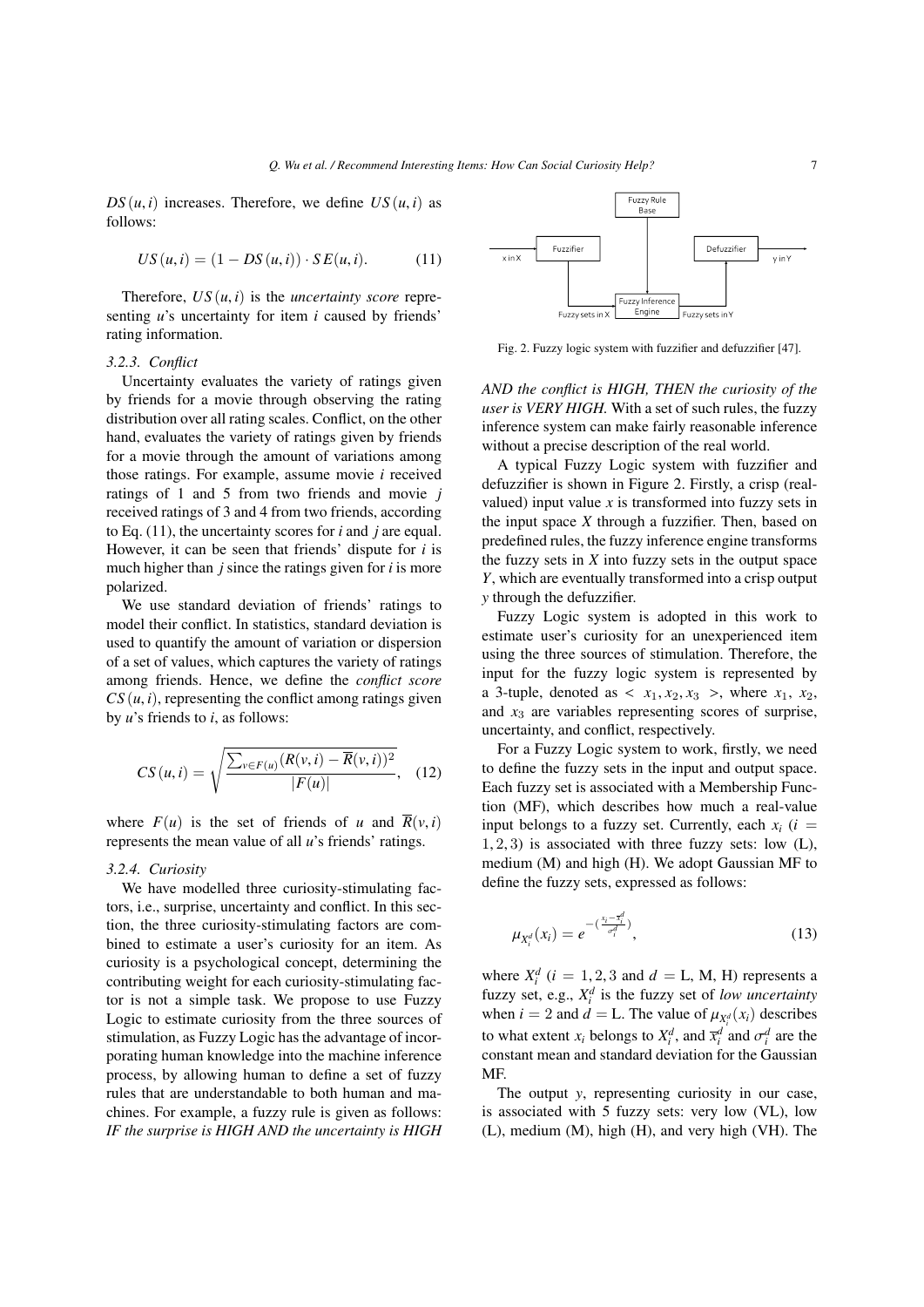$DS(u,i)$ increases. Therefore, we define $US(u,i)$ as follows:

$$US(u,i) = (1 - DS(u,i)) \cdot SE(u,i). \tag{11}$$

Therefore, $US(u,i)$ is the *uncertainty score* representing *u*'s uncertainty for item *i* caused by friends' rating information.

#### 3.2.3. Conflict

Uncertainty evaluates the variety of ratings given by friends for a movie through observing the rating distribution over all rating scales. Conflict, on the other hand, evaluates the variety of ratings given by friends for a movie through the amount of variations among those ratings. For example, assume movie *i* received ratings of 1 and 5 from two friends and movie *j* received ratings of 3 and 4 from two friends, according to Eq. (11), the uncertainty scores for *i* and *j* are equal. However, it can be seen that friends' dispute for *i* is much higher than *j* since the ratings given for *i* is more polarized.

We use standard deviation of friends' ratings to model their conflict. In statistics, standard deviation is used to quantify the amount of variation or dispersion of a set of values, which captures the variety of ratings among friends. Hence, we define the *conflict score* $CS(u,i)$, representing the conflict among ratings given by *u*'s friends to *i*, as follows:

$$CS(u,i) = \sqrt{\frac{\sum_{v \in F(u)} (R(v,i) - \overline{R}(v,i))^2}{|F(u)|}}, \tag{12}$$

where $F(u)$ is the set of friends of *u* and $\overline{R}(v,i)$ represents the mean value of all *u*'s friends' ratings.

#### 3.2.4. Curiosity

We have modelled three curiosity-stimulating factors, i.e., surprise, uncertainty and conflict. In this section, the three curiosity-stimulating factors are combined to estimate a user's curiosity for an item. As curiosity is a psychological concept, determining the contributing weight for each curiosity-stimulating factor is not a simple task. We propose to use Fuzzy Logic to estimate curiosity from the three sources of stimulation, as Fuzzy Logic has the advantage of incorporating human knowledge into the machine inference process, by allowing human to define a set of fuzzy rules that are understandable to both human and machines. For example, a fuzzy rule is given as follows: *IF the surprise is HIGH AND the uncertainty is HIGH AND the conflict is HIGH, THEN the curiosity of the user is VERY HIGH.* With a set of such rules, the fuzzy inference system can make fairly reasonable inference without a precise description of the real world.

Fig. 2. Fuzzy logic system with fuzzifier and defuzzifier [47].

A typical Fuzzy Logic system with fuzzifier and defuzzifier is shown in Figure 2. Firstly, a crisp (real-valued) input value $x$ is transformed into fuzzy sets in the input space $X$ through a fuzzifier. Then, based on predefined rules, the fuzzy inference engine transforms the fuzzy sets in $X$ into fuzzy sets in the output space $Y$, which are eventually transformed into a crisp output $y$ through the defuzzifier.

Fuzzy Logic system is adopted in this work to estimate user's curiosity for an unexperienced item using the three sources of stimulation. Therefore, the input for the fuzzy logic system is represented by a 3-tuple, denoted as $< x_1, x_2, x_3 >$, where $x_1$, $x_2$, and $x_3$ are variables representing scores of surprise, uncertainty, and conflict, respectively.

For a Fuzzy Logic system to work, firstly, we need to define the fuzzy sets in the input and output space. Each fuzzy set is associated with a Membership Function (MF), which describes how much a real-value input belongs to a fuzzy set. Currently, each $x_i$ ($i = 1,2,3$) is associated with three fuzzy sets: low (L), medium (M) and high (H). We adopt Gaussian MF to define the fuzzy sets, expressed as follows:

$$\mu_{X_i^d}(x_i) = e^{-\left(\frac{x_i - \overline{x}_i^d}{\sigma_i^d}\right)}, \tag{13}$$

where $X_i^d$ ($i = 1,2,3$ and $d =$ L, M, H) represents a fuzzy set, e.g., $X_i^d$ is the fuzzy set of *low uncertainty* when $i = 2$ and $d =$ L. The value of $\mu_{X_i^d}(x_i)$ describes to what extent $x_i$ belongs to $X_i^d$, and $\overline{x}_i^d$ and $\sigma_i^d$ are the constant mean and standard deviation for the Gaussian MF.

The output $y$, representing curiosity in our case, is associated with 5 fuzzy sets: very low (VL), low (L), medium (M), high (H), and very high (VH). The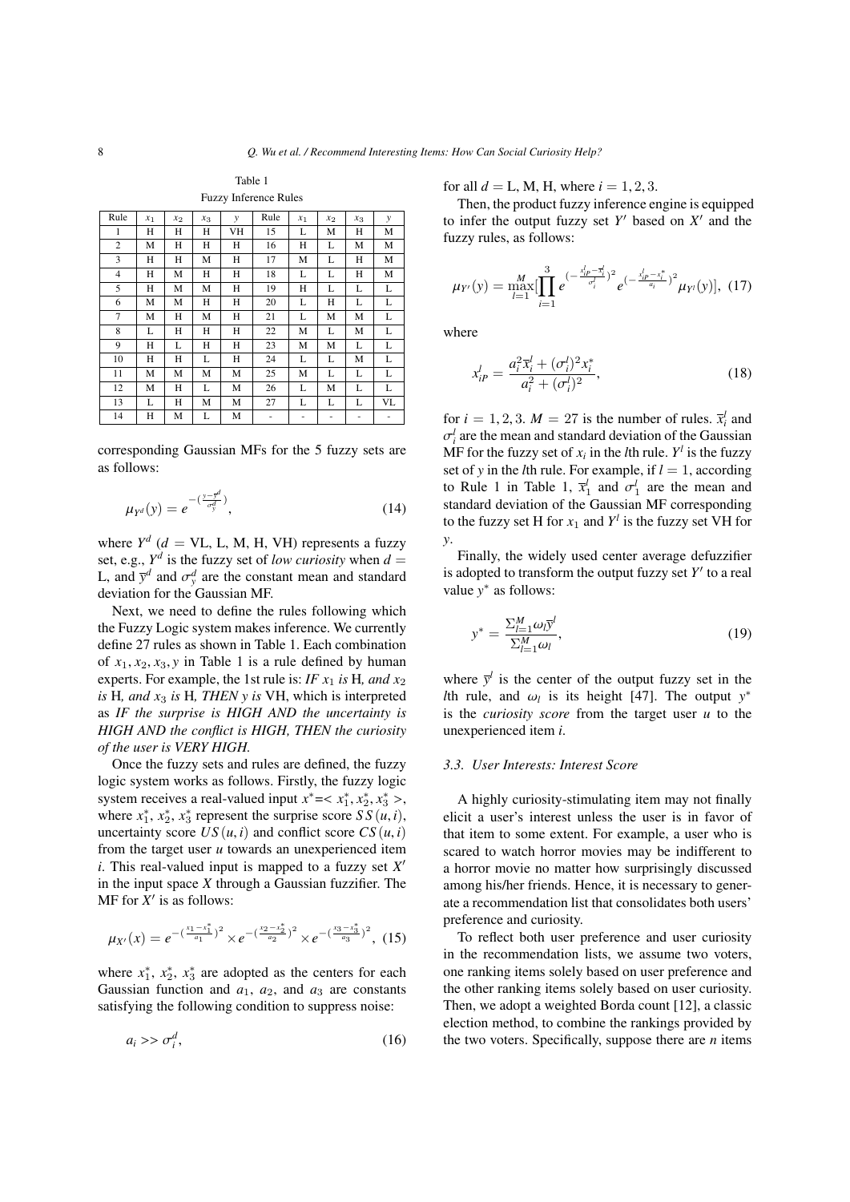Table 1

Fuzzy Inference Rules

| Rule | $x_1$ | $x_2$ | $x_3$ | $y$ | Rule | $x_1$ | $x_2$ | $x_3$ | $y$ |
|---|---|---|---|---|---|---|---|---|---|
| 1 | H | H | H | VH | 15 | L | M | H | M |
| 2 | M | H | H | H | 16 | H | L | M | M |
| 3 | H | H | M | H | 17 | M | L | H | M |
| 4 | H | M | H | H | 18 | L | L | H | M |
| 5 | H | M | M | H | 19 | H | L | L | L |
| 6 | M | M | H | H | 20 | L | H | L | L |
| 7 | M | H | M | H | 21 | L | M | M | L |
| 8 | L | H | H | H | 22 | M | L | M | L |
| 9 | H | L | H | H | 23 | M | M | L | L |
| 10 | H | H | L | H | 24 | L | L | M | L |
| 11 | M | M | M | M | 25 | M | L | L | L |
| 12 | M | H | L | M | 26 | L | M | L | L |
| 13 | L | H | M | M | 27 | L | L | L | VL |
| 14 | H | M | L | M | - | - | - | - | - |

corresponding Gaussian MFs for the 5 fuzzy sets are as follows:

$$\mu_{Y^d}(y) = e^{-(\frac{y-\overline{y}^d}{\sigma_y^d})}, \tag{14}$$

where $Y^d$ ($d$ = VL, L, M, H, VH) represents a fuzzy set, e.g., $Y^d$ is the fuzzy set of *low curiosity* when $d$ = L, and $\overline{y}^d$ and $\sigma_y^d$ are the constant mean and standard deviation for the Gaussian MF.

Next, we need to define the rules following which the Fuzzy Logic system makes inference. We currently define 27 rules as shown in Table 1. Each combination of $x_1, x_2, x_3, y$ in Table 1 is a rule defined by human experts. For example, the 1st rule is: *IF $x_1$ is* H*, and $x_2$ is* H*, and $x_3$ is* H*, THEN $y$ is* VH, which is interpreted as *IF the surprise is HIGH AND the uncertainty is HIGH AND the conflict is HIGH, THEN the curiosity of the user is VERY HIGH.*

Once the fuzzy sets and rules are defined, the fuzzy logic system works as follows. Firstly, the fuzzy logic system receives a real-valued input $x^* = < x_1^*, x_2^*, x_3^* >$, where $x_1^*$, $x_2^*$, $x_3^*$ represent the surprise score $SS(u,i)$, uncertainty score $US(u,i)$ and conflict score $CS(u,i)$ from the target user $u$ towards an unexperienced item $i$. This real-valued input is mapped to a fuzzy set $X'$ in the input space $X$ through a Gaussian fuzzifier. The MF for $X'$ is as follows:

$$\mu_{X'}(x) = e^{-(\frac{x_1-x_1^*}{a_1})^2} \times e^{-(\frac{x_2-x_2^*}{a_2})^2} \times e^{-(\frac{x_3-x_3^*}{a_3})^2}, \tag{15}$$

where $x_1^*$, $x_2^*$, $x_3^*$ are adopted as the centers for each Gaussian function and $a_1$, $a_2$, and $a_3$ are constants satisfying the following condition to suppress noise:

$$a_i >> \sigma_i^d, \tag{16}$$

for all $d$ = L, M, H, where $i = 1, 2, 3$.

Then, the product fuzzy inference engine is equipped to infer the output fuzzy set $Y'$ based on $X'$ and the fuzzy rules, as follows:

$$\mu_{Y'}(y) = \max_{l=1}^{M}[\prod_{i=1}^{3} e^{(-\frac{x_{iP}^l-\overline{x}_i^l}{\sigma_i^l})^2} e^{(-\frac{x_{iP}^l-x_i^*}{a_i})^2} \mu_{Y^l}(y)], \tag{17}$$

where

$$x_{iP}^l = \frac{a_i^2\overline{x}_i^l + (\sigma_i^l)^2 x_i^*}{a_i^2 + (\sigma_i^l)^2}, \tag{18}$$

for $i = 1, 2, 3$. $M = 27$ is the number of rules. $\overline{x}_i^l$ and $\sigma_i^l$ are the mean and standard deviation of the Gaussian MF for the fuzzy set of $x_i$ in the $l$th rule. $Y^l$ is the fuzzy set of $y$ in the $l$th rule. For example, if $l = 1$, according to Rule 1 in Table 1, $\overline{x}_1^l$ and $\sigma_1^l$ are the mean and standard deviation of the Gaussian MF corresponding to the fuzzy set H for $x_1$ and $Y^l$ is the fuzzy set VH for $y$.

Finally, the widely used center average defuzzifier is adopted to transform the output fuzzy set $Y'$ to a real value $y^*$ as follows:

$$y^* = \frac{\Sigma_{l=1}^{M}\omega_l\overline{y}^l}{\Sigma_{l=1}^{M}\omega_l}, \tag{19}$$

where $\overline{y}^l$ is the center of the output fuzzy set in the $l$th rule, and $\omega_l$ is its height [47]. The output $y^*$ is the *curiosity score* from the target user $u$ to the unexperienced item $i$.

### 3.3. User Interests: Interest Score

A highly curiosity-stimulating item may not finally elicit a user's interest unless the user is in favor of that item to some extent. For example, a user who is scared to watch horror movies may be indifferent to a horror movie no matter how surprisingly discussed among his/her friends. Hence, it is necessary to generate a recommendation list that consolidates both users' preference and curiosity.

To reflect both user preference and user curiosity in the recommendation lists, we assume two voters, one ranking items solely based on user preference and the other ranking items solely based on user curiosity. Then, we adopt a weighted Borda count [12], a classic election method, to combine the rankings provided by the two voters. Specifically, suppose there are $n$ items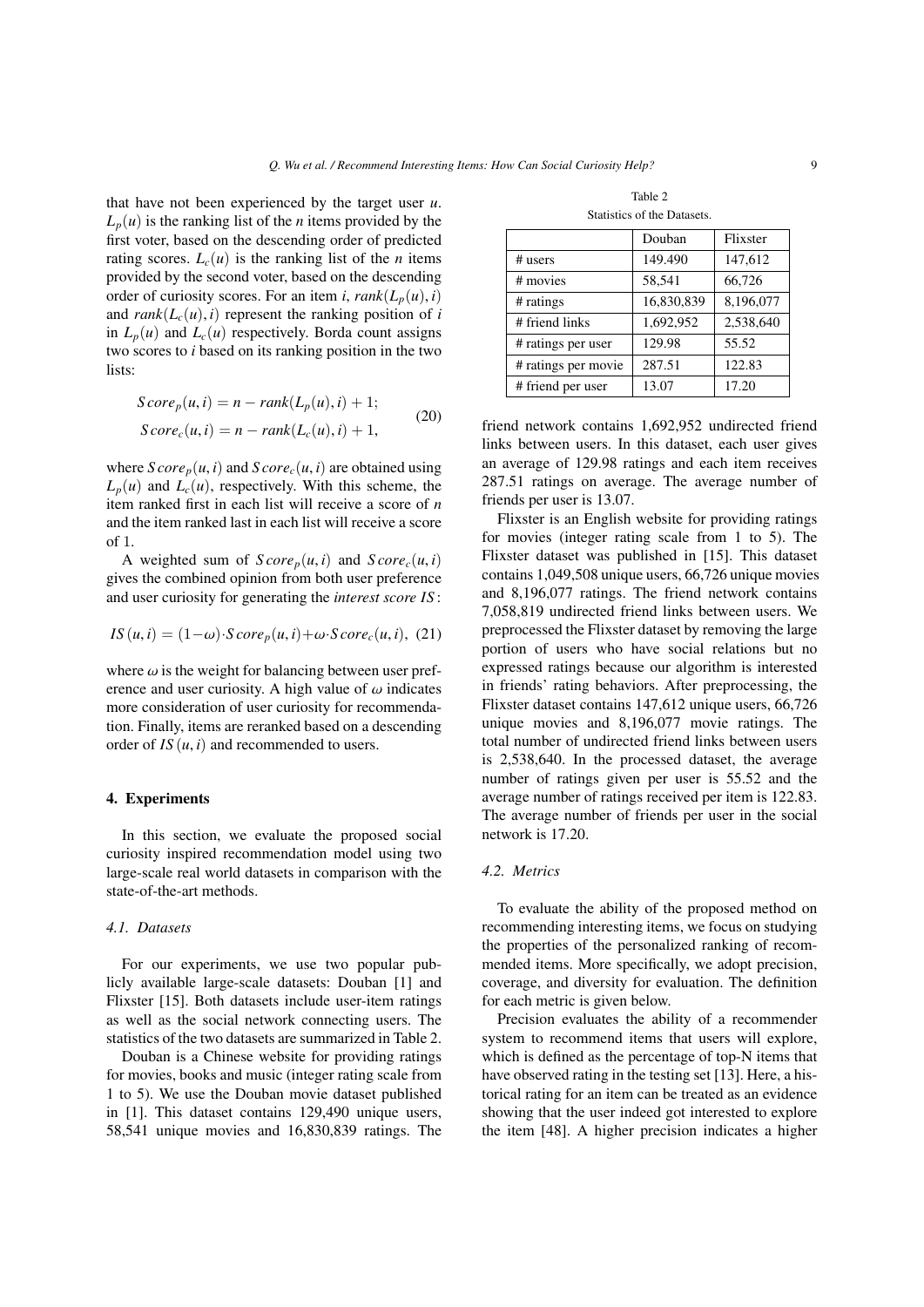that have not been experienced by the target user $u$. $L_p(u)$ is the ranking list of the $n$ items provided by the first voter, based on the descending order of predicted rating scores. $L_c(u)$ is the ranking list of the $n$ items provided by the second voter, based on the descending order of curiosity scores. For an item $i$, $rank(L_p(u), i)$ and $rank(L_c(u), i)$ represent the ranking position of $i$ in $L_p(u)$ and $L_c(u)$ respectively. Borda count assigns two scores to $i$ based on its ranking position in the two lists:

$$
\begin{aligned}
Score_p(u, i) &= n - rank(L_p(u), i) + 1; \\
Score_c(u, i) &= n - rank(L_c(u), i) + 1,
\end{aligned} \tag{20}
$$

where $Score_p(u, i)$ and $Score_c(u, i)$ are obtained using $L_p(u)$ and $L_c(u)$, respectively. With this scheme, the item ranked first in each list will receive a score of $n$ and the item ranked last in each list will receive a score of 1.

A weighted sum of $Score_p(u, i)$ and $Score_c(u, i)$ gives the combined opinion from both user preference and user curiosity for generating the *interest score* $IS$:

$$
IS(u, i) = (1-\omega)\cdot Score_p(u, i) + \omega\cdot Score_c(u, i), \tag{21}
$$

where $\omega$ is the weight for balancing between user preference and user curiosity. A high value of $\omega$ indicates more consideration of user curiosity for recommendation. Finally, items are reranked based on a descending order of $IS(u, i)$ and recommended to users.

## 4. Experiments

In this section, we evaluate the proposed social curiosity inspired recommendation model using two large-scale real world datasets in comparison with the state-of-the-art methods.

### 4.1. Datasets

For our experiments, we use two popular publicly available large-scale datasets: Douban [1] and Flixster [15]. Both datasets include user-item ratings as well as the social network connecting users. The statistics of the two datasets are summarized in Table 2.

Douban is a Chinese website for providing ratings for movies, books and music (integer rating scale from 1 to 5). We use the Douban movie dataset published in [1]. This dataset contains 129,490 unique users, 58,541 unique movies and 16,830,839 ratings. The friend network contains 1,692,952 undirected friend links between users. In this dataset, each user gives an average of 129.98 ratings and each item receives 287.51 ratings on average. The average number of friends per user is 13.07.

Table 2

Statistics of the Datasets.

| | Douban | Flixster |
|---|---|---|
| # users | 149.490 | 147,612 |
| # movies | 58,541 | 66,726 |
| # ratings | 16,830,839 | 8,196,077 |
| # friend links | 1,692,952 | 2,538,640 |
| # ratings per user | 129.98 | 55.52 |
| # ratings per movie | 287.51 | 122.83 |
| # friend per user | 13.07 | 17.20 |

Flixster is an English website for providing ratings for movies (integer rating scale from 1 to 5). The Flixster dataset was published in [15]. This dataset contains 1,049,508 unique users, 66,726 unique movies and 8,196,077 ratings. The friend network contains 7,058,819 undirected friend links between users. We preprocessed the Flixster dataset by removing the large portion of users who have social relations but no expressed ratings because our algorithm is interested in friends' rating behaviors. After preprocessing, the Flixster dataset contains 147,612 unique users, 66,726 unique movies and 8,196,077 movie ratings. The total number of undirected friend links between users is 2,538,640. In the processed dataset, the average number of ratings given per user is 55.52 and the average number of ratings received per item is 122.83. The average number of friends per user in the social network is 17.20.

### 4.2. Metrics

To evaluate the ability of the proposed method on recommending interesting items, we focus on studying the properties of the personalized ranking of recommended items. More specifically, we adopt precision, coverage, and diversity for evaluation. The definition for each metric is given below.

Precision evaluates the ability of a recommender system to recommend items that users will explore, which is defined as the percentage of top-N items that have observed rating in the testing set [13]. Here, a historical rating for an item can be treated as an evidence showing that the user indeed got interested to explore the item [48]. A higher precision indicates a higher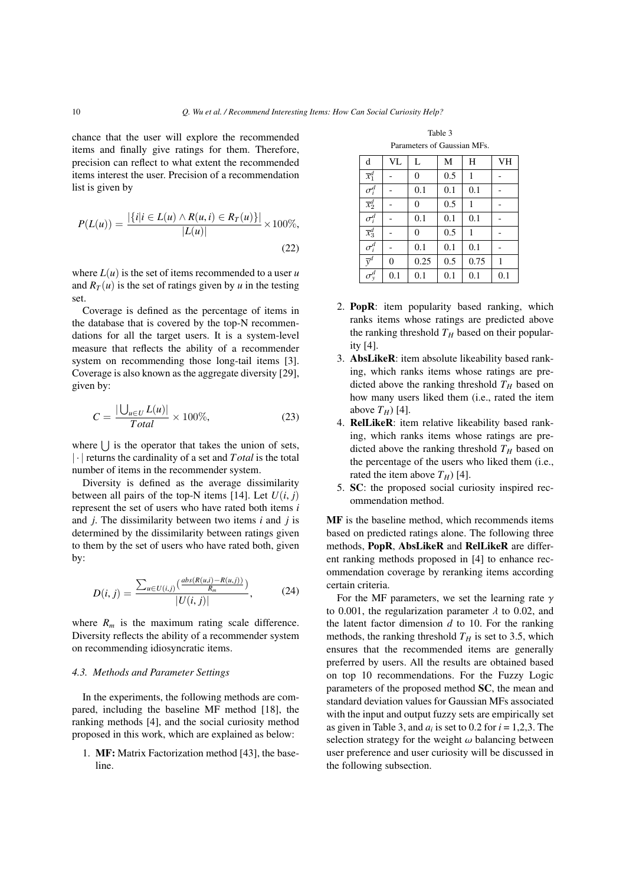chance that the user will explore the recommended items and finally give ratings for them. Therefore, precision can reflect to what extent the recommended items interest the user. Precision of a recommendation list is given by

$$P(L(u)) = \frac{|\{i|i \in L(u) \wedge R(u,i) \in R_T(u)\}|}{|L(u)|} \times 100\%, \tag{22}$$

where $L(u)$ is the set of items recommended to a user $u$ and $R_T(u)$ is the set of ratings given by $u$ in the testing set.

Coverage is defined as the percentage of items in the database that is covered by the top-N recommendations for all the target users. It is a system-level measure that reflects the ability of a recommender system on recommending those long-tail items [3]. Coverage is also known as the aggregate diversity [29], given by:

$$C = \frac{|\bigcup_{u \in U} L(u)|}{Total} \times 100\%, \tag{23}$$

where $\bigcup$ is the operator that takes the union of sets, $|\cdot|$ returns the cardinality of a set and $Total$ is the total number of items in the recommender system.

Diversity is defined as the average dissimilarity between all pairs of the top-N items [14]. Let $U(i,j)$ represent the set of users who have rated both items $i$ and $j$. The dissimilarity between two items $i$ and $j$ is determined by the dissimilarity between ratings given to them by the set of users who have rated both, given by:

$$D(i,j) = \frac{\sum_{u \in U(i,j)} \left(\frac{abs(R(u,i)-R(u,j))}{R_m}\right)}{|U(i,j)|}, \tag{24}$$

where $R_m$ is the maximum rating scale difference. Diversity reflects the ability of a recommender system on recommending idiosyncratic items.

### 4.3. Methods and Parameter Settings

In the experiments, the following methods are compared, including the baseline MF method [18], the ranking methods [4], and the social curiosity method proposed in this work, which are explained as below:

1. **MF:** Matrix Factorization method [43], the baseline.
2. **PopR**: item popularity based ranking, which ranks items whose ratings are predicted above the ranking threshold $T_H$ based on their popularity [4].
3. **AbsLikeR**: item absolute likeability based ranking, which ranks items whose ratings are predicted above the ranking threshold $T_H$ based on how many users liked them (i.e., rated the item above $T_H$) [4].
4. **RelLikeR**: item relative likeability based ranking, which ranks items whose ratings are predicted above the ranking threshold $T_H$ based on the percentage of the users who liked them (i.e., rated the item above $T_H$) [4].
5. **SC**: the proposed social curiosity inspired recommendation method.

Table 3
Parameters of Gaussian MFs.

| d | VL | L | M | H | VH |
|---|---|---|---|---|---|
| $\overline{x}_1^d$ | - | 0 | 0.5 | 1 | - |
| $\sigma_i^d$ | - | 0.1 | 0.1 | 0.1 | - |
| $\overline{x}_2^d$ | - | 0 | 0.5 | 1 | - |
| $\sigma_i^d$ | - | 0.1 | 0.1 | 0.1 | - |
| $\overline{x}_3^d$ | - | 0 | 0.5 | 1 | - |
| $\sigma_i^d$ | - | 0.1 | 0.1 | 0.1 | - |
| $\overline{y}^d$ | 0 | 0.25 | 0.5 | 0.75 | 1 |
| $\sigma_y^d$ | 0.1 | 0.1 | 0.1 | 0.1 | 0.1 |

**MF** is the baseline method, which recommends items based on predicted ratings alone. The following three methods, **PopR**, **AbsLikeR** and **RelLikeR** are different ranking methods proposed in [4] to enhance recommendation coverage by reranking items according certain criteria.

For the MF parameters, we set the learning rate $\gamma$ to 0.001, the regularization parameter $\lambda$ to 0.02, and the latent factor dimension $d$ to 10. For the ranking methods, the ranking threshold $T_H$ is set to 3.5, which ensures that the recommended items are generally preferred by users. All the results are obtained based on top 10 recommendations. For the Fuzzy Logic parameters of the proposed method **SC**, the mean and standard deviation values for Gaussian MFs associated with the input and output fuzzy sets are empirically set as given in Table 3, and $a_i$ is set to 0.2 for $i$ = 1,2,3. The selection strategy for the weight $\omega$ balancing between user preference and user curiosity will be discussed in the following subsection.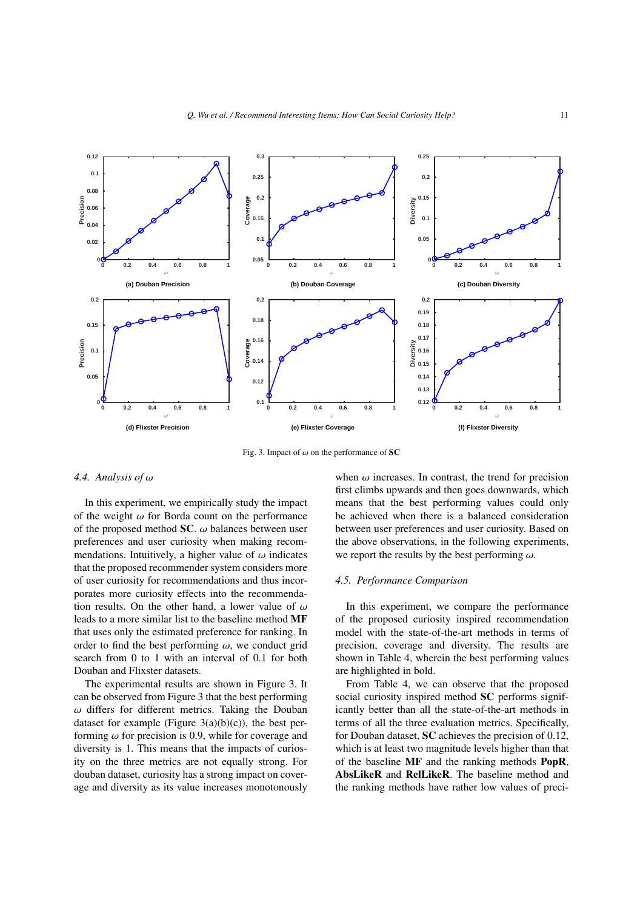Fig. 3. Impact of $\omega$ on the performance of **SC**

### 4.4. *Analysis of $\omega$*

In this experiment, we empirically study the impact of the weight $\omega$ for Borda count on the performance of the proposed method **SC**. $\omega$ balances between user preferences and user curiosity when making recommendations. Intuitively, a higher value of $\omega$ indicates that the proposed recommender system considers more of user curiosity for recommendations and thus incorporates more curiosity effects into the recommendation results. On the other hand, a lower value of $\omega$ leads to a more similar list to the baseline method **MF** that uses only the estimated preference for ranking. In order to find the best performing $\omega$, we conduct grid search from 0 to 1 with an interval of 0.1 for both Douban and Flixster datasets.

The experimental results are shown in Figure 3. It can be observed from Figure 3 that the best performing $\omega$ differs for different metrics. Taking the Douban dataset for example (Figure 3(a)(b)(c)), the best performing $\omega$ for precision is 0.9, while for coverage and diversity is 1. This means that the impacts of curiosity on the three metrics are not equally strong. For douban dataset, curiosity has a strong impact on coverage and diversity as its value increases monotonously when $\omega$ increases. In contrast, the trend for precision first climbs upwards and then goes downwards, which means that the best performing values could only be achieved when there is a balanced consideration between user preferences and user curiosity. Based on the above observations, in the following experiments, we report the results by the best performing $\omega$.

### 4.5. *Performance Comparison*

In this experiment, we compare the performance of the proposed curiosity inspired recommendation model with the state-of-the-art methods in terms of precision, coverage and diversity. The results are shown in Table 4, wherein the best performing values are highlighted in bold.

From Table 4, we can observe that the proposed social curiosity inspired method **SC** performs significantly better than all the state-of-the-art methods in terms of all the three evaluation metrics. Specifically, for Douban dataset, **SC** achieves the precision of 0.12, which is at least two magnitude levels higher than that of the baseline **MF** and the ranking methods **PopR**, **AbsLikeR** and **RelLikeR**. The baseline method and the ranking methods have rather low values of preci-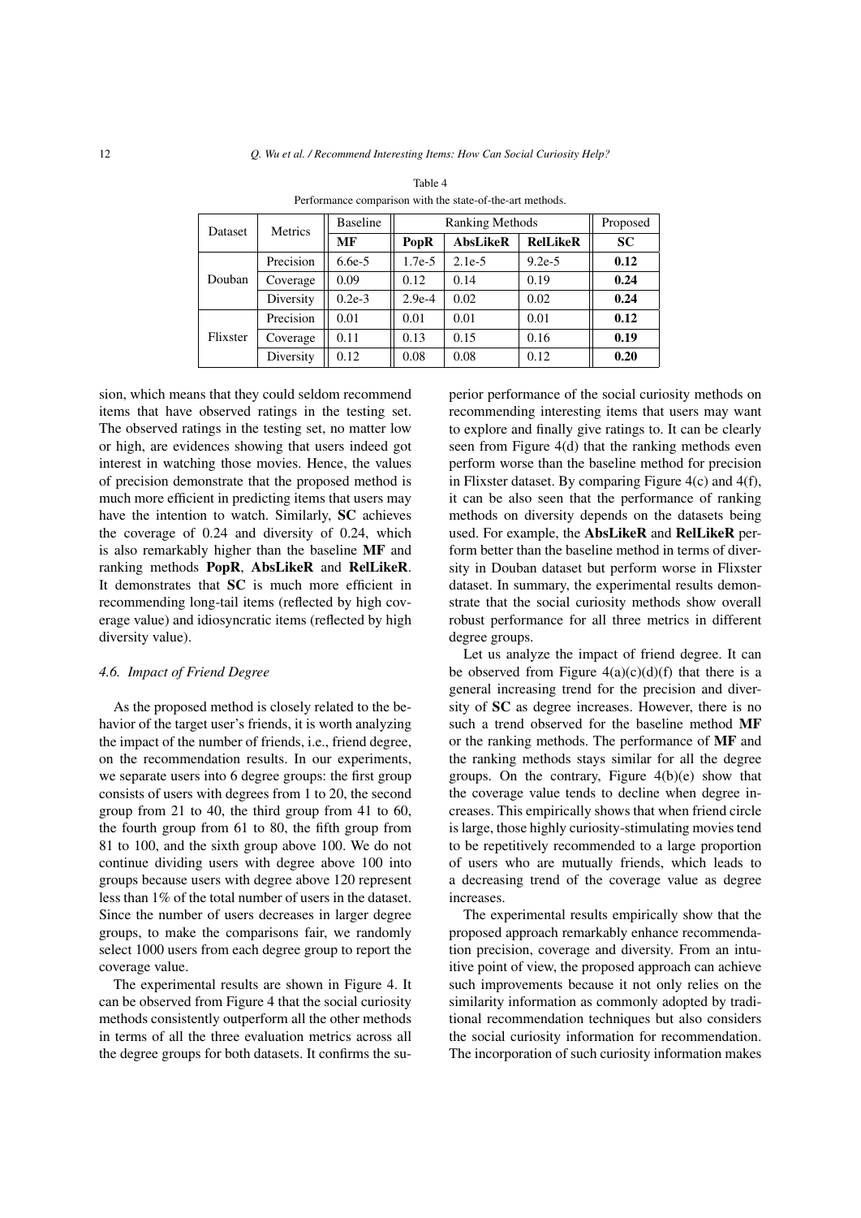Table 4

Performance comparison with the state-of-the-art methods.

| Dataset | Metrics | Baseline | Ranking Methods | | | Proposed |
|---|---|---|---|---|---|---|
| | | **MF** | **PopR** | **AbsLikeR** | **RelLikeR** | **SC** |
| Douban | Precision | 6.6e-5 | 1.7e-5 | 2.1e-5 | 9.2e-5 | **0.12** |
| | Coverage | 0.09 | 0.12 | 0.14 | 0.19 | **0.24** |
| | Diversity | 0.2e-3 | 2.9e-4 | 0.02 | 0.02 | **0.24** |
| Flixster | Precision | 0.01 | 0.01 | 0.01 | 0.01 | **0.12** |
| | Coverage | 0.11 | 0.13 | 0.15 | 0.16 | **0.19** |
| | Diversity | 0.12 | 0.08 | 0.08 | 0.12 | **0.20** |

sion, which means that they could seldom recommend items that have observed ratings in the testing set. The observed ratings in the testing set, no matter low or high, are evidences showing that users indeed got interest in watching those movies. Hence, the values of precision demonstrate that the proposed method is much more efficient in predicting items that users may have the intention to watch. Similarly, **SC** achieves the coverage of 0.24 and diversity of 0.24, which is also remarkably higher than the baseline **MF** and ranking methods **PopR**, **AbsLikeR** and **RelLikeR**. It demonstrates that **SC** is much more efficient in recommending long-tail items (reflected by high coverage value) and idiosyncratic items (reflected by high diversity value).

### 4.6. Impact of Friend Degree

As the proposed method is closely related to the behavior of the target user's friends, it is worth analyzing the impact of the number of friends, i.e., friend degree, on the recommendation results. In our experiments, we separate users into 6 degree groups: the first group consists of users with degrees from 1 to 20, the second group from 21 to 40, the third group from 41 to 60, the fourth group from 61 to 80, the fifth group from 81 to 100, and the sixth group above 100. We do not continue dividing users with degree above 100 into groups because users with degree above 120 represent less than 1% of the total number of users in the dataset. Since the number of users decreases in larger degree groups, to make the comparisons fair, we randomly select 1000 users from each degree group to report the coverage value.

The experimental results are shown in Figure 4. It can be observed from Figure 4 that the social curiosity methods consistently outperform all the other methods in terms of all the three evaluation metrics across all the degree groups for both datasets. It confirms the superior performance of the social curiosity methods on recommending interesting items that users may want to explore and finally give ratings to. It can be clearly seen from Figure 4(d) that the ranking methods even perform worse than the baseline method for precision in Flixster dataset. By comparing Figure 4(c) and 4(f), it can be also seen that the performance of ranking methods on diversity depends on the datasets being used. For example, the **AbsLikeR** and **RelLikeR** perform better than the baseline method in terms of diversity in Douban dataset but perform worse in Flixster dataset. In summary, the experimental results demonstrate that the social curiosity methods show overall robust performance for all three metrics in different degree groups.

Let us analyze the impact of friend degree. It can be observed from Figure 4(a)(c)(d)(f) that there is a general increasing trend for the precision and diversity of **SC** as degree increases. However, there is no such a trend observed for the baseline method **MF** or the ranking methods. The performance of **MF** and the ranking methods stays similar for all the degree groups. On the contrary, Figure 4(b)(e) show that the coverage value tends to decline when degree increases. This empirically shows that when friend circle is large, those highly curiosity-stimulating movies tend to be repetitively recommended to a large proportion of users who are mutually friends, which leads to a decreasing trend of the coverage value as degree increases.

The experimental results empirically show that the proposed approach remarkably enhance recommendation precision, coverage and diversity. From an intuitive point of view, the proposed approach can achieve such improvements because it not only relies on the similarity information as commonly adopted by traditional recommendation techniques but also considers the social curiosity information for recommendation. The incorporation of such curiosity information makes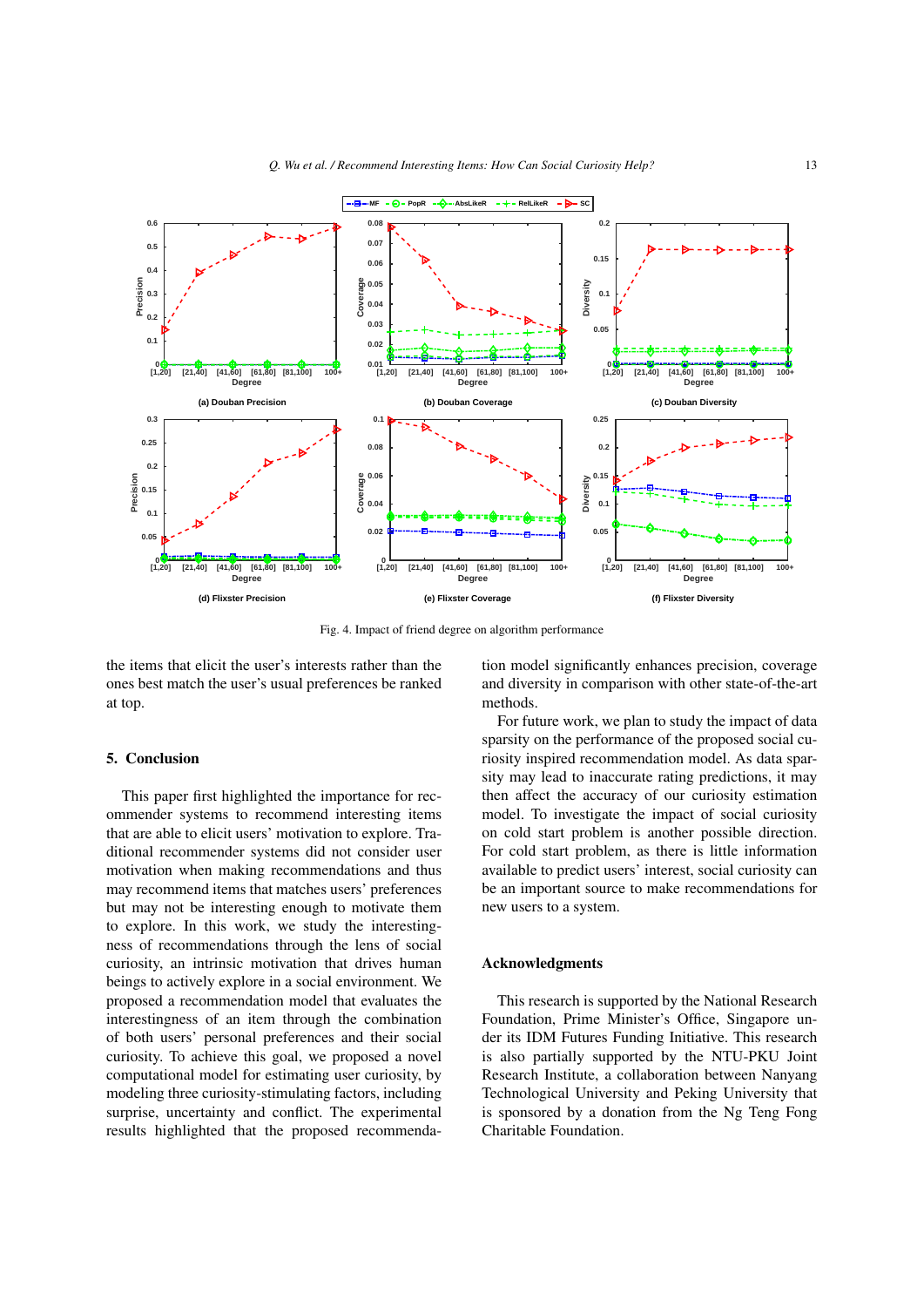Fig. 4. Impact of friend degree on algorithm performance

the items that elicit the user's interests rather than the ones best match the user's usual preferences be ranked at top.

## 5. Conclusion

This paper first highlighted the importance for recommender systems to recommend interesting items that are able to elicit users' motivation to explore. Traditional recommender systems did not consider user motivation when making recommendations and thus may recommend items that matches users' preferences but may not be interesting enough to motivate them to explore. In this work, we study the interestingness of recommendations through the lens of social curiosity, an intrinsic motivation that drives human beings to actively explore in a social environment. We proposed a recommendation model that evaluates the interestingness of an item through the combination of both users' personal preferences and their social curiosity. To achieve this goal, we proposed a novel computational model for estimating user curiosity, by modeling three curiosity-stimulating factors, including surprise, uncertainty and conflict. The experimental results highlighted that the proposed recommendation model significantly enhances precision, coverage and diversity in comparison with other state-of-the-art methods.

For future work, we plan to study the impact of data sparsity on the performance of the proposed social curiosity inspired recommendation model. As data sparsity may lead to inaccurate rating predictions, it may then affect the accuracy of our curiosity estimation model. To investigate the impact of social curiosity on cold start problem is another possible direction. For cold start problem, as there is little information available to predict users' interest, social curiosity can be an important source to make recommendations for new users to a system.

## Acknowledgments

This research is supported by the National Research Foundation, Prime Minister's Office, Singapore under its IDM Futures Funding Initiative. This research is also partially supported by the NTU-PKU Joint Research Institute, a collaboration between Nanyang Technological University and Peking University that is sponsored by a donation from the Ng Teng Fong Charitable Foundation.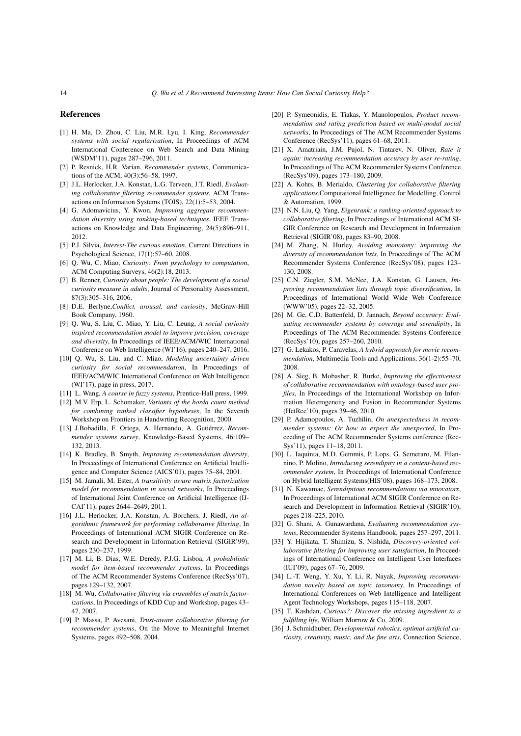## References

[1] H. Ma, D. Zhou, C. Liu, M.R. Lyu, I. King, *Recommender systems with social regularization*, In Proceedings of ACM International Conference on Web Search and Data Mining (WSDM'11), pages 287–296, 2011.

[2] P. Resnick, H.R. Varian, *Recommender systems*, Communications of the ACM, 40(3):56–58, 1997.

[3] J.L. Herlocker, J.A. Konstan, L.G. Terveen, J.T. Riedl, *Evaluating collaborative filtering recommender systems*, ACM Transactions on Information Systems (TOIS), 22(1):5–53, 2004.

[4] G. Adomavicius, Y. Kwon, *Improving aggregate recommendation diversity using ranking-based techniques*, IEEE Transactions on Knowledge and Data Engineering, 24(5):896–911, 2012.

[5] P.J. Silvia, *Interest-The curious emotion*, Current Directions in Psychological Science, 17(1):57–60, 2008.

[6] Q. Wu, C. Miao, *Curiosity: From psychology to computation*, ACM Computing Surveys, 46(2):18, 2013.

[7] B. Renner, *Curiosity about people: The development of a social curiosity measure in adults*, Journal of Personality Assessment, 87(3):305–316, 2006.

[8] D.E. Berlyne,*Conflict, arousal, and curiosity*, McGraw-Hill Book Company, 1960.

[9] Q. Wu, S. Liu, C. Miao, Y. Liu, C. Leung, *A social curiosity inspired recommendation model to improve precision, coverage and diversity*, In Proceedings of IEEE/ACM/WIC International Conference on Web Intelligence (WI'16), pages 240–247, 2016.

[10] Q. Wu, S. Liu, and C. Miao, *Modeling uncertainty driven curiosity for social recommendation*, In Proceedings of IEEE/ACM/WIC International Conference on Web Intelligence (WI'17), page in press, 2017.

[11] L. Wang, *A course in fuzzy systems*, Prentice-Hall press, 1999.

[12] M.V. Erp, L. Schomaker, *Variants of the borda count method for combining ranked classifier hypotheses*, In the Seventh Workshop on Frontiers in Handwrting Recognition, 2000.

[13] J.Bobadilla, F. Ortega, A. Hernando, A. Gutiérrez, *Recommender systems survey*, Knowledge-Based Systems, 46:109–132, 2013.

[14] K. Bradley, B. Smyth, *Improving recommendation diversity*, In Proceedings of International Conference on Artificial Intelligence and Computer Science (AICS'01), pages 75–84, 2001.

[15] M. Jamali, M. Ester, *A transitivity aware matrix factorization model for recommendation in social networks*, In Proceedings of International Joint Conference on Artificial Intelligence (IJCAI'11), pages 2644–2649, 2011.

[16] J.L. Herlocker, J.A. Konstan, A. Borchers, J. Riedl, *An algorithmic framework for performing collaborative filtering*, In Proceedings of International ACM SIGIR Conference on Research and Development in Information Retrieval (SIGIR'99), pages 230–237, 1999.

[17] M. Li, B. Dias, W.E. Deredy, P.J.G. Lisboa, *A probabilistic model for item-based recommender systems*, In Proceedings of The ACM Recommender Systems Conference (RecSys'07), pages 129–132, 2007.

[18] M. Wu, *Collaborative filtering via ensembles of matrix factorizations*, In Proceedings of KDD Cup and Workshop, pages 43–47, 2007.

[19] P. Massa, P. Avesani, *Trust-aware collaborative filtering for recommender systems*, On the Move to Meaningful Internet Systems, pages 492–508, 2004.

[20] P. Symeonidis, E. Tiakas, Y. Manolopoulos, *Product recommendation and rating prediction based on multi-modal social networks*, In Proceedings of The ACM Recommender Systems Conference (RecSys'11), pages 61–68, 2011.

[21] X. Amatriain, J.M. Pujol, N. Tintarev, N. Oliver, *Rate it again: increasing recommendation accuracy by user re-rating*, In Proceedings of The ACM Recommender Systems Conference (RecSys'09), pages 173–180, 2009.

[22] A. Kohrs, B. Merialdo, *Clustering for collaborative filtering applications*,Computational Intelligence for Modelling, Control & Automation, 1999.

[23] N.N. Liu, Q. Yang, *Eigenrank: a ranking-oriented approach to collaborative filtering*, In Proceedings of International ACM SIGIR Conference on Research and Development in Information Retrieval (SIGIR'08), pages 83–90, 2008.

[24] M. Zhang, N. Hurley, *Avoiding monotony: improving the diversity of recommendation lists*, In Proceedings of The ACM Recommender Systems Conference (RecSys'08), pages 123–130, 2008.

[25] C.N. Ziegler, S.M. McNee, J.A. Konstan, G. Lausen, *Improving recommendation lists through topic diversification*, In Proceedings of International World Wide Web Conference (WWW'05), pages 22–32, 2005.

[26] M. Ge, C.D. Battenfeld, D. Jannach, *Beyond accuracy: Evaluating recommender systems by coverage and serendipity*, In Proceedings of The ACM Recommender Systems Conference (RecSys'10), pages 257–260, 2010.

[27] G. Lekakos, P. Caravelas, *A hybrid approach for movie recommendation*, Multimedia Tools and Applications, 36(1-2):55–70, 2008.

[28] A. Sieg, B. Mobasher, R. Burke, *Improving the effectiveness of collaborative recommendation with ontology-based user profiles*, In Proceedings of the International Workshop on Information Heterogeneity and Fusion in Recommender Systems (HetRec'10), pages 39–46, 2010.

[29] P. Adamopoulos, A. Tuzhilin, *On unexpectedness in recommender systems: Or how to expect the unexpected*, In Proceeding of The ACM Recommender Systems conference (RecSys'11), pages 11–18, 2011.

[30] L. Iaquinta, M.D. Gemmis, P. Lops, G. Semeraro, M. Filannino, P. Molino, *Introducing serendipity in a content-based recommender system*, In Proceedings of International Conference on Hybrid Intelligent Systems(HIS'08), pages 168–173, 2008.

[31] N. Kawamae, *Serendipitous recommendations via innovators*, In Proceedings of International ACM SIGIR Conference on Research and Development in Information Retrieval (SIGIR'10), pages 218–225, 2010.

[32] G. Shani, A. Gunawardana, *Evaluating recommendation systems*, Recommender Systems Handbook, pages 257–297, 2011.

[33] Y. Hijikata, T. Shimizu, S. Nishida, *Discovery-oriented collaborative filtering for improving user satisfaction*, In Proceedings of International Conference on Intelligent User Interfaces (IUI'09), pages 67–76, 2009.

[34] L.-T. Weng, Y. Xu, Y. Li, R. Nayak, *Improving recommendation novelty based on topic taxonomy*, In Proceedings of International Conferences on Web Intelligence and Intelligent Agent Technology Workshops, pages 115–118, 2007.

[35] T. Kashdan, *Curious?: Discover the missing ingredient to a fulfilling life*, William Morrow & Co, 2009.

[36] J. Schmidhuber, *Developmental robotics, optimal artificial curiosity, creativity, music, and the fine arts*, Connection Science,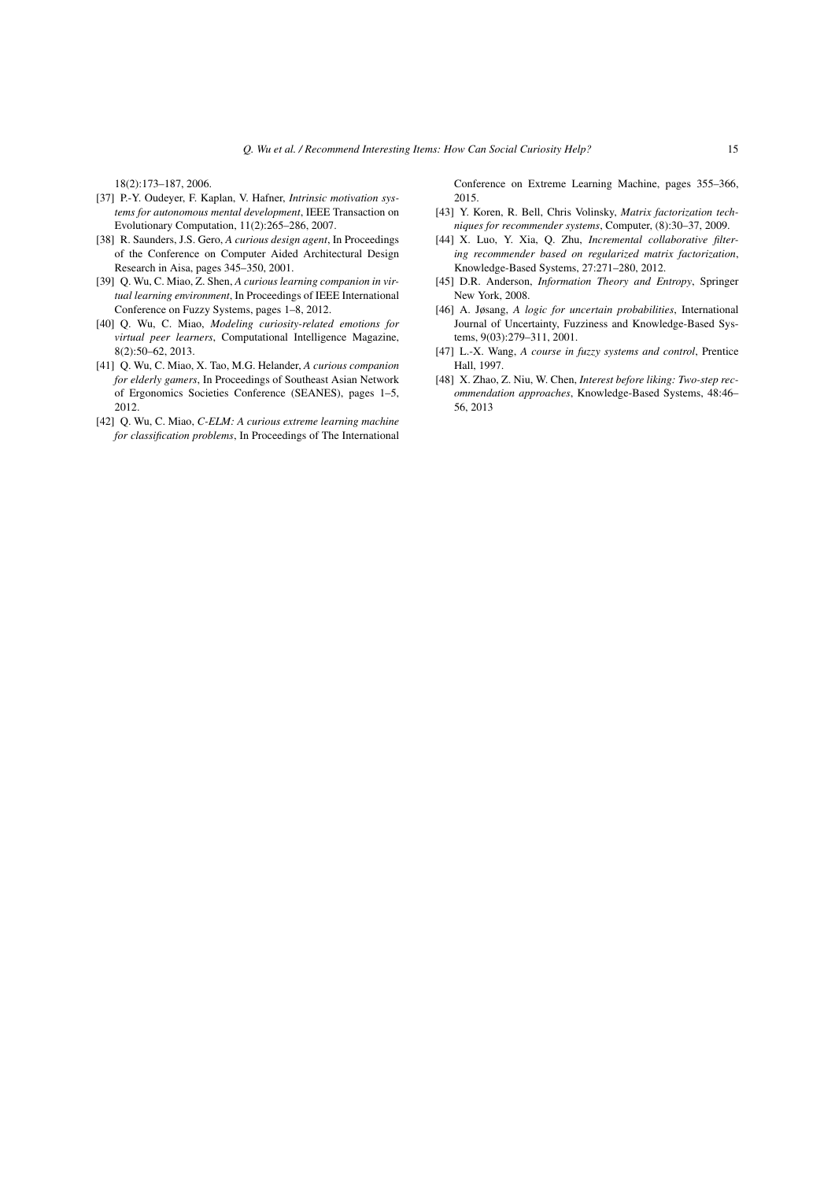18(2):173–187, 2006.

[37] P.-Y. Oudeyer, F. Kaplan, V. Hafner, *Intrinsic motivation systems for autonomous mental development*, IEEE Transaction on Evolutionary Computation, 11(2):265–286, 2007.

[38] R. Saunders, J.S. Gero, *A curious design agent*, In Proceedings of the Conference on Computer Aided Architectural Design Research in Aisa, pages 345–350, 2001.

[39] Q. Wu, C. Miao, Z. Shen, *A curious learning companion in virtual learning environment*, In Proceedings of IEEE International Conference on Fuzzy Systems, pages 1–8, 2012.

[40] Q. Wu, C. Miao, *Modeling curiosity-related emotions for virtual peer learners*, Computational Intelligence Magazine, 8(2):50–62, 2013.

[41] Q. Wu, C. Miao, X. Tao, M.G. Helander, *A curious companion for elderly gamers*, In Proceedings of Southeast Asian Network of Ergonomics Societies Conference (SEANES), pages 1–5, 2012.

[42] Q. Wu, C. Miao, *C-ELM: A curious extreme learning machine for classification problems*, In Proceedings of The International Conference on Extreme Learning Machine, pages 355–366, 2015.

[43] Y. Koren, R. Bell, Chris Volinsky, *Matrix factorization techniques for recommender systems*, Computer, (8):30–37, 2009.

[44] X. Luo, Y. Xia, Q. Zhu, *Incremental collaborative filtering recommender based on regularized matrix factorization*, Knowledge-Based Systems, 27:271–280, 2012.

[45] D.R. Anderson, *Information Theory and Entropy*, Springer New York, 2008.

[46] A. Jøsang, *A logic for uncertain probabilities*, International Journal of Uncertainty, Fuzziness and Knowledge-Based Systems, 9(03):279–311, 2001.

[47] L.-X. Wang, *A course in fuzzy systems and control*, Prentice Hall, 1997.

[48] X. Zhao, Z. Niu, W. Chen, *Interest before liking: Two-step recommendation approaches*, Knowledge-Based Systems, 48:46–56, 2013